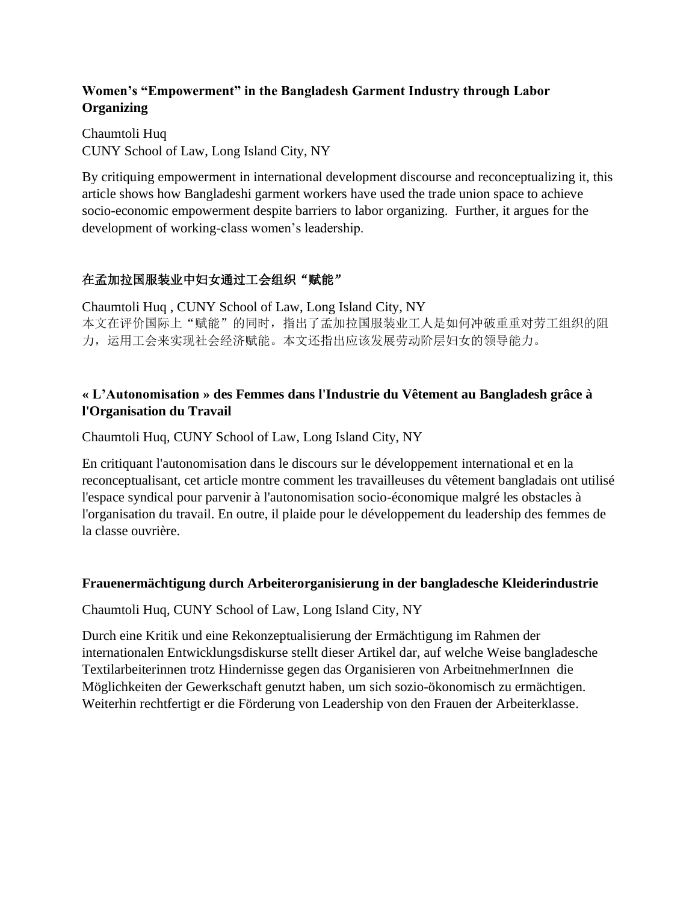**Women's "Empowerment" in the Bangladesh Garment Industry through Labor Organizing**

Chaumtoli Huq
CUNY School of Law, Long Island City, NY

By critiquing empowerment in international development discourse and reconceptualizing it, this article shows how Bangladeshi garment workers have used the trade union space to achieve socio-economic empowerment despite barriers to labor organizing. Further, it argues for the development of working-class women's leadership.

**在孟加拉国服装业中妇女通过工会组织"赋能"**

Chaumtoli Huq , CUNY School of Law, Long Island City, NY
本文在评价国际上"赋能"的同时，指出了孟加拉国服装业工人是如何冲破重重对劳工组织的阻力，运用工会来实现社会经济赋能。本文还指出应该发展劳动阶层妇女的领导能力。

**« L'Autonomisation » des Femmes dans l'Industrie du Vêtement au Bangladesh grâce à l'Organisation du Travail**

Chaumtoli Huq, CUNY School of Law, Long Island City, NY

En critiquant l'autonomisation dans le discours sur le développement international et en la reconceptualisant, cet article montre comment les travailleuses du vêtement bangladais ont utilisé l'espace syndical pour parvenir à l'autonomisation socio-économique malgré les obstacles à l'organisation du travail. En outre, il plaide pour le développement du leadership des femmes de la classe ouvrière.

**Frauenermächtigung durch Arbeiterorganisierung in der bangladesche Kleiderindustrie**

Chaumtoli Huq, CUNY School of Law, Long Island City, NY

Durch eine Kritik und eine Rekonzeptualisierung der Ermächtigung im Rahmen der internationalen Entwicklungsdiskurse stellt dieser Artikel dar, auf welche Weise bangladesche Textilarbeiterinnen trotz Hindernisse gegen das Organisieren von ArbeitnehmerInnen die Möglichkeiten der Gewerkschaft genutzt haben, um sich sozio-ökonomisch zu ermächtigen. Weiterhin rechtfertigt er die Förderung von Leadership von den Frauen der Arbeiterklasse.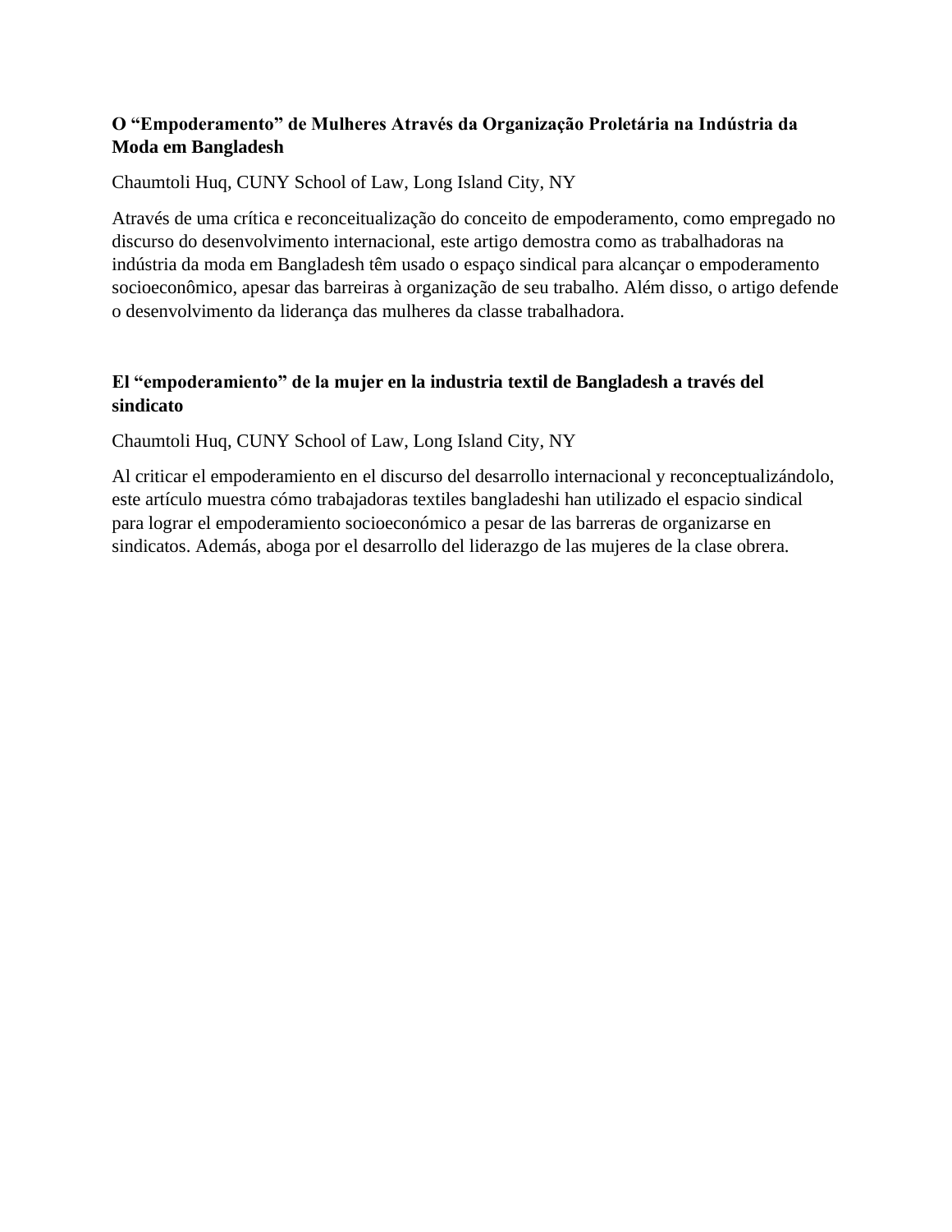**O “Empoderamento” de Mulheres Através da Organização Proletária na Indústria da Moda em Bangladesh**

Chaumtoli Huq, CUNY School of Law, Long Island City, NY

Através de uma crítica e reconceitualização do conceito de empoderamento, como empregado no discurso do desenvolvimento internacional, este artigo demostra como as trabalhadoras na indústria da moda em Bangladesh têm usado o espaço sindical para alcançar o empoderamento socioeconômico, apesar das barreiras à organização de seu trabalho. Além disso, o artigo defende o desenvolvimento da liderança das mulheres da classe trabalhadora.

**El “empoderamiento” de la mujer en la industria textil de Bangladesh a través del sindicato**

Chaumtoli Huq, CUNY School of Law, Long Island City, NY

Al criticar el empoderamiento en el discurso del desarrollo internacional y reconceptualizándolo, este artículo muestra cómo trabajadoras textiles bangladeshi han utilizado el espacio sindical para lograr el empoderamiento socioeconómico a pesar de las barreras de organizarse en sindicatos. Además, aboga por el desarrollo del liderazgo de las mujeres de la clase obrera.